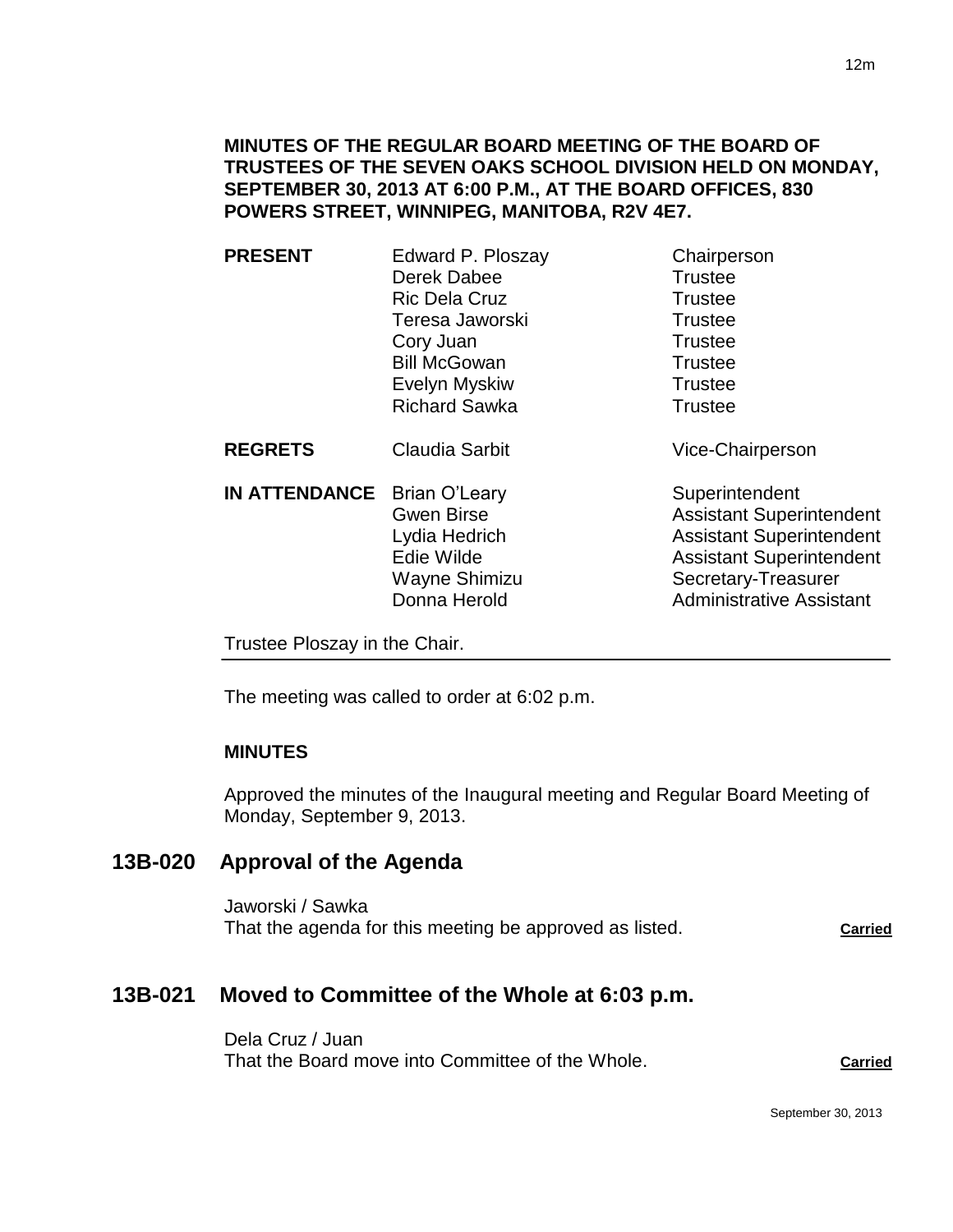**MINUTES OF THE REGULAR BOARD MEETING OF THE BOARD OF TRUSTEES OF THE SEVEN OAKS SCHOOL DIVISION HELD ON MONDAY, SEPTEMBER 30, 2013 AT 6:00 P.M., AT THE BOARD OFFICES, 830 POWERS STREET, WINNIPEG, MANITOBA, R2V 4E7.**

| | | |
|---|---|---|
| **PRESENT** | Edward P. Ploszay | Chairperson |
| | Derek Dabee | Trustee |
| | Ric Dela Cruz | Trustee |
| | Teresa Jaworski | Trustee |
| | Cory Juan | Trustee |
| | Bill McGowan | Trustee |
| | Evelyn Myskiw | Trustee |
| | Richard Sawka | Trustee |
| **REGRETS** | Claudia Sarbit | Vice-Chairperson |
| **IN ATTENDANCE** | Brian O'Leary | Superintendent |
| | Gwen Birse | Assistant Superintendent |
| | Lydia Hedrich | Assistant Superintendent |
| | Edie Wilde | Assistant Superintendent |
| | Wayne Shimizu | Secretary-Treasurer |
| | Donna Herold | Administrative Assistant |

Trustee Ploszay in the Chair.

---

The meeting was called to order at 6:02 p.m.

**MINUTES**

Approved the minutes of the Inaugural meeting and Regular Board Meeting of Monday, September 9, 2013.

## 13B-020 Approval of the Agenda

Jaworski / Sawka
That the agenda for this meeting be approved as listed. **Carried**

## 13B-021 Moved to Committee of the Whole at 6:03 p.m.

Dela Cruz / Juan
That the Board move into Committee of the Whole. **Carried**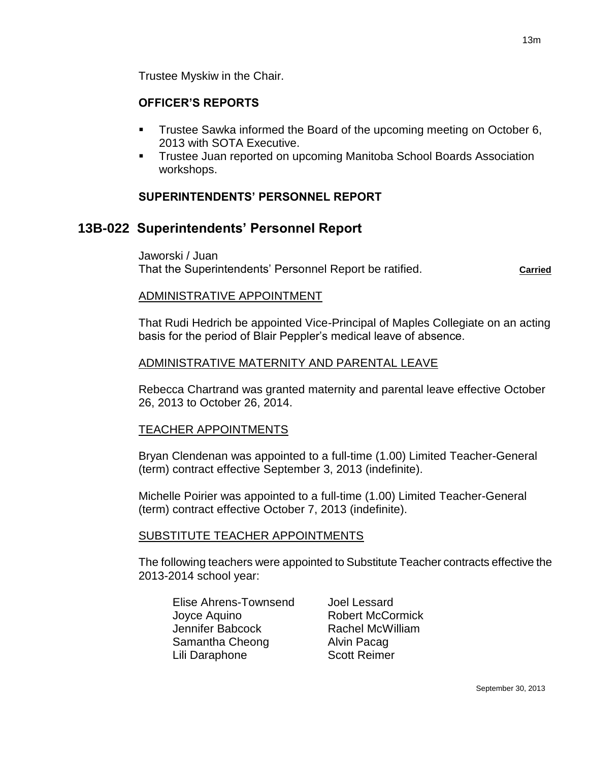Trustee Myskiw in the Chair.

**OFFICER'S REPORTS**

- Trustee Sawka informed the Board of the upcoming meeting on October 6, 2013 with SOTA Executive.
- Trustee Juan reported on upcoming Manitoba School Boards Association workshops.

**SUPERINTENDENTS' PERSONNEL REPORT**

## 13B-022 Superintendents' Personnel Report

Jaworski / Juan
That the Superintendents' Personnel Report be ratified. **Carried**

ADMINISTRATIVE APPOINTMENT

That Rudi Hedrich be appointed Vice-Principal of Maples Collegiate on an acting basis for the period of Blair Peppler's medical leave of absence.

ADMINISTRATIVE MATERNITY AND PARENTAL LEAVE

Rebecca Chartrand was granted maternity and parental leave effective October 26, 2013 to October 26, 2014.

TEACHER APPOINTMENTS

Bryan Clendenan was appointed to a full-time (1.00) Limited Teacher-General (term) contract effective September 3, 2013 (indefinite).

Michelle Poirier was appointed to a full-time (1.00) Limited Teacher-General (term) contract effective October 7, 2013 (indefinite).

SUBSTITUTE TEACHER APPOINTMENTS

The following teachers were appointed to Substitute Teacher contracts effective the 2013-2014 school year:

Elise Ahrens-Townsend
Joyce Aquino
Jennifer Babcock
Samantha Cheong
Lili Daraphone
Joel Lessard
Robert McCormick
Rachel McWilliam
Alvin Pacag
Scott Reimer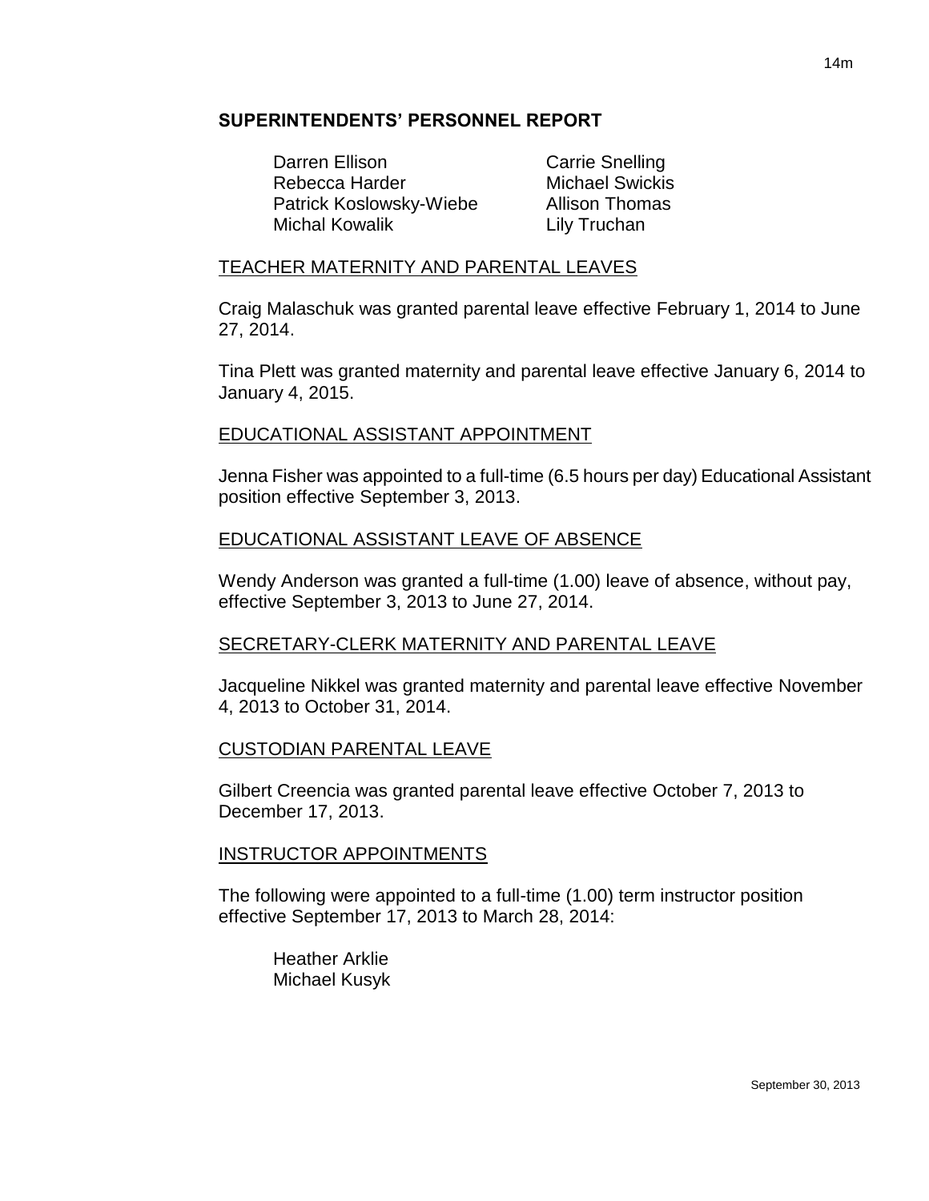## SUPERINTENDENTS' PERSONNEL REPORT

Darren Ellison
Rebecca Harder
Patrick Koslowsky-Wiebe
Michal Kowalik
Carrie Snelling
Michael Swickis
Allison Thomas
Lily Truchan

TEACHER MATERNITY AND PARENTAL LEAVES

Craig Malaschuk was granted parental leave effective February 1, 2014 to June 27, 2014.

Tina Plett was granted maternity and parental leave effective January 6, 2014 to January 4, 2015.

EDUCATIONAL ASSISTANT APPOINTMENT

Jenna Fisher was appointed to a full-time (6.5 hours per day) Educational Assistant position effective September 3, 2013.

EDUCATIONAL ASSISTANT LEAVE OF ABSENCE

Wendy Anderson was granted a full-time (1.00) leave of absence, without pay, effective September 3, 2013 to June 27, 2014.

SECRETARY-CLERK MATERNITY AND PARENTAL LEAVE

Jacqueline Nikkel was granted maternity and parental leave effective November 4, 2013 to October 31, 2014.

CUSTODIAN PARENTAL LEAVE

Gilbert Creencia was granted parental leave effective October 7, 2013 to December 17, 2013.

INSTRUCTOR APPOINTMENTS

The following were appointed to a full-time (1.00) term instructor position effective September 17, 2013 to March 28, 2014:

Heather Arklie
Michael Kusyk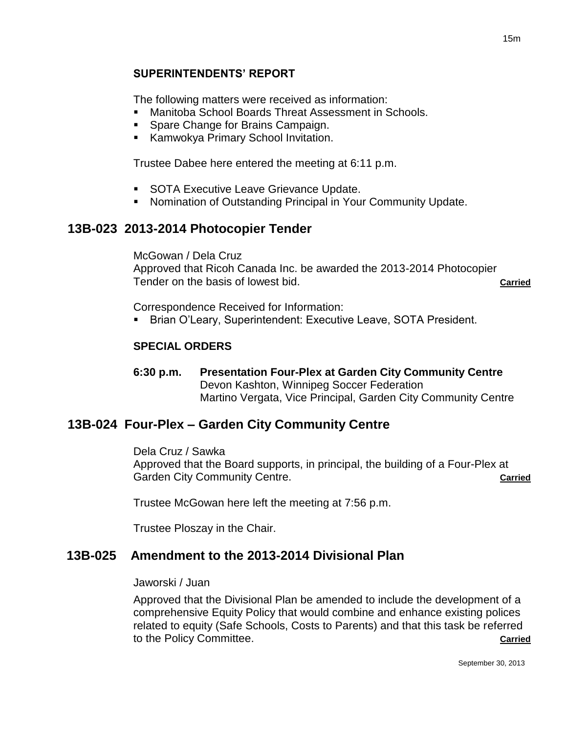### SUPERINTENDENTS' REPORT

The following matters were received as information:

- Manitoba School Boards Threat Assessment in Schools.
- Spare Change for Brains Campaign.
- Kamwokya Primary School Invitation.

Trustee Dabee here entered the meeting at 6:11 p.m.

- SOTA Executive Leave Grievance Update.
- Nomination of Outstanding Principal in Your Community Update.

## 13B-023 2013-2014 Photocopier Tender

McGowan / Dela Cruz
Approved that Ricoh Canada Inc. be awarded the 2013-2014 Photocopier Tender on the basis of lowest bid. **Carried**

Correspondence Received for Information:

- Brian O'Leary, Superintendent: Executive Leave, SOTA President.

### SPECIAL ORDERS

**6:30 p.m. Presentation Four-Plex at Garden City Community Centre**
Devon Kashton, Winnipeg Soccer Federation
Martino Vergata, Vice Principal, Garden City Community Centre

## 13B-024 Four-Plex – Garden City Community Centre

Dela Cruz / Sawka
Approved that the Board supports, in principal, the building of a Four-Plex at Garden City Community Centre. **Carried**

Trustee McGowan here left the meeting at 7:56 p.m.

Trustee Ploszay in the Chair.

## 13B-025 Amendment to the 2013-2014 Divisional Plan

Jaworski / Juan

Approved that the Divisional Plan be amended to include the development of a comprehensive Equity Policy that would combine and enhance existing polices related to equity (Safe Schools, Costs to Parents) and that this task be referred to the Policy Committee. **Carried**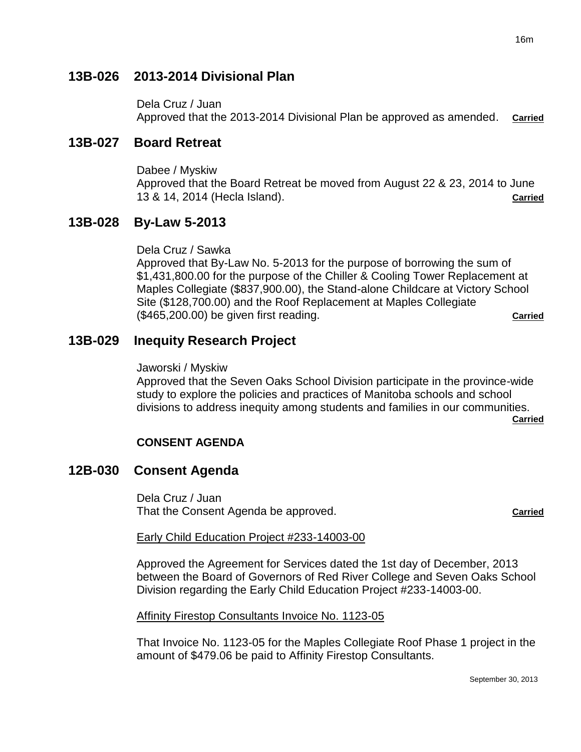## 13B-026 2013-2014 Divisional Plan

Dela Cruz / Juan
Approved that the 2013-2014 Divisional Plan be approved as amended. **Carried**

## 13B-027 Board Retreat

Dabee / Myskiw
Approved that the Board Retreat be moved from August 22 & 23, 2014 to June 13 & 14, 2014 (Hecla Island). **Carried**

## 13B-028 By-Law 5-2013

Dela Cruz / Sawka
Approved that By-Law No. 5-2013 for the purpose of borrowing the sum of $1,431,800.00 for the purpose of the Chiller & Cooling Tower Replacement at Maples Collegiate ($837,900.00), the Stand-alone Childcare at Victory School Site ($128,700.00) and the Roof Replacement at Maples Collegiate ($465,200.00) be given first reading. **Carried**

## 13B-029 Inequity Research Project

Jaworski / Myskiw
Approved that the Seven Oaks School Division participate in the province-wide study to explore the policies and practices of Manitoba schools and school divisions to address inequity among students and families in our communities. **Carried**

**CONSENT AGENDA**

## 12B-030 Consent Agenda

Dela Cruz / Juan
That the Consent Agenda be approved. **Carried**

Early Child Education Project #233-14003-00

Approved the Agreement for Services dated the 1st day of December, 2013 between the Board of Governors of Red River College and Seven Oaks School Division regarding the Early Child Education Project #233-14003-00.

Affinity Firestop Consultants Invoice No. 1123-05

That Invoice No. 1123-05 for the Maples Collegiate Roof Phase 1 project in the amount of $479.06 be paid to Affinity Firestop Consultants.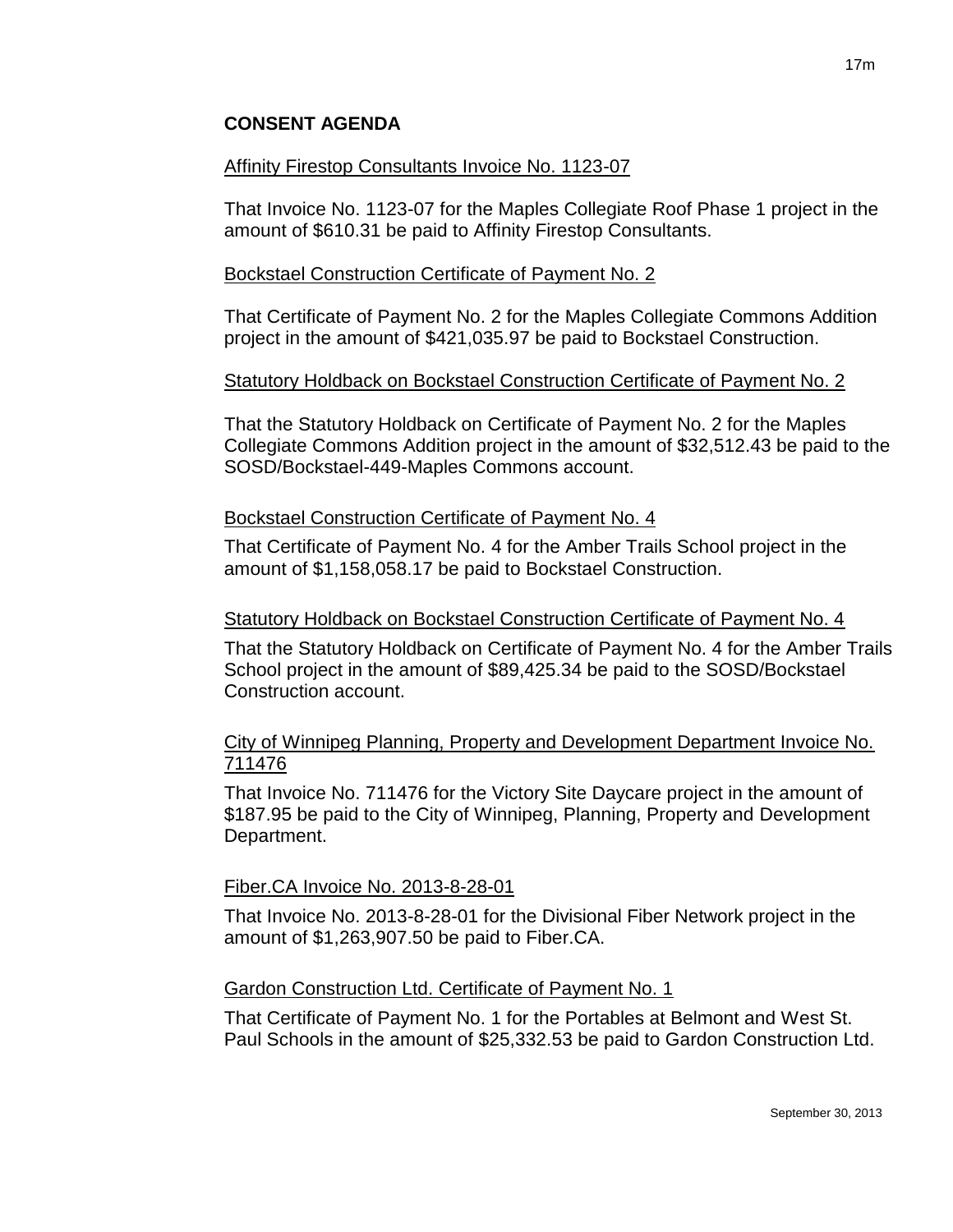## CONSENT AGENDA

Affinity Firestop Consultants Invoice No. 1123-07

That Invoice No. 1123-07 for the Maples Collegiate Roof Phase 1 project in the amount of $610.31 be paid to Affinity Firestop Consultants.

Bockstael Construction Certificate of Payment No. 2

That Certificate of Payment No. 2 for the Maples Collegiate Commons Addition project in the amount of $421,035.97 be paid to Bockstael Construction.

Statutory Holdback on Bockstael Construction Certificate of Payment No. 2

That the Statutory Holdback on Certificate of Payment No. 2 for the Maples Collegiate Commons Addition project in the amount of $32,512.43 be paid to the SOSD/Bockstael-449-Maples Commons account.

Bockstael Construction Certificate of Payment No. 4

That Certificate of Payment No. 4 for the Amber Trails School project in the amount of $1,158,058.17 be paid to Bockstael Construction.

Statutory Holdback on Bockstael Construction Certificate of Payment No. 4

That the Statutory Holdback on Certificate of Payment No. 4 for the Amber Trails School project in the amount of $89,425.34 be paid to the SOSD/Bockstael Construction account.

City of Winnipeg Planning, Property and Development Department Invoice No. 711476

That Invoice No. 711476 for the Victory Site Daycare project in the amount of $187.95 be paid to the City of Winnipeg, Planning, Property and Development Department.

Fiber.CA Invoice No. 2013-8-28-01

That Invoice No. 2013-8-28-01 for the Divisional Fiber Network project in the amount of $1,263,907.50 be paid to Fiber.CA.

Gardon Construction Ltd. Certificate of Payment No. 1

That Certificate of Payment No. 1 for the Portables at Belmont and West St. Paul Schools in the amount of $25,332.53 be paid to Gardon Construction Ltd.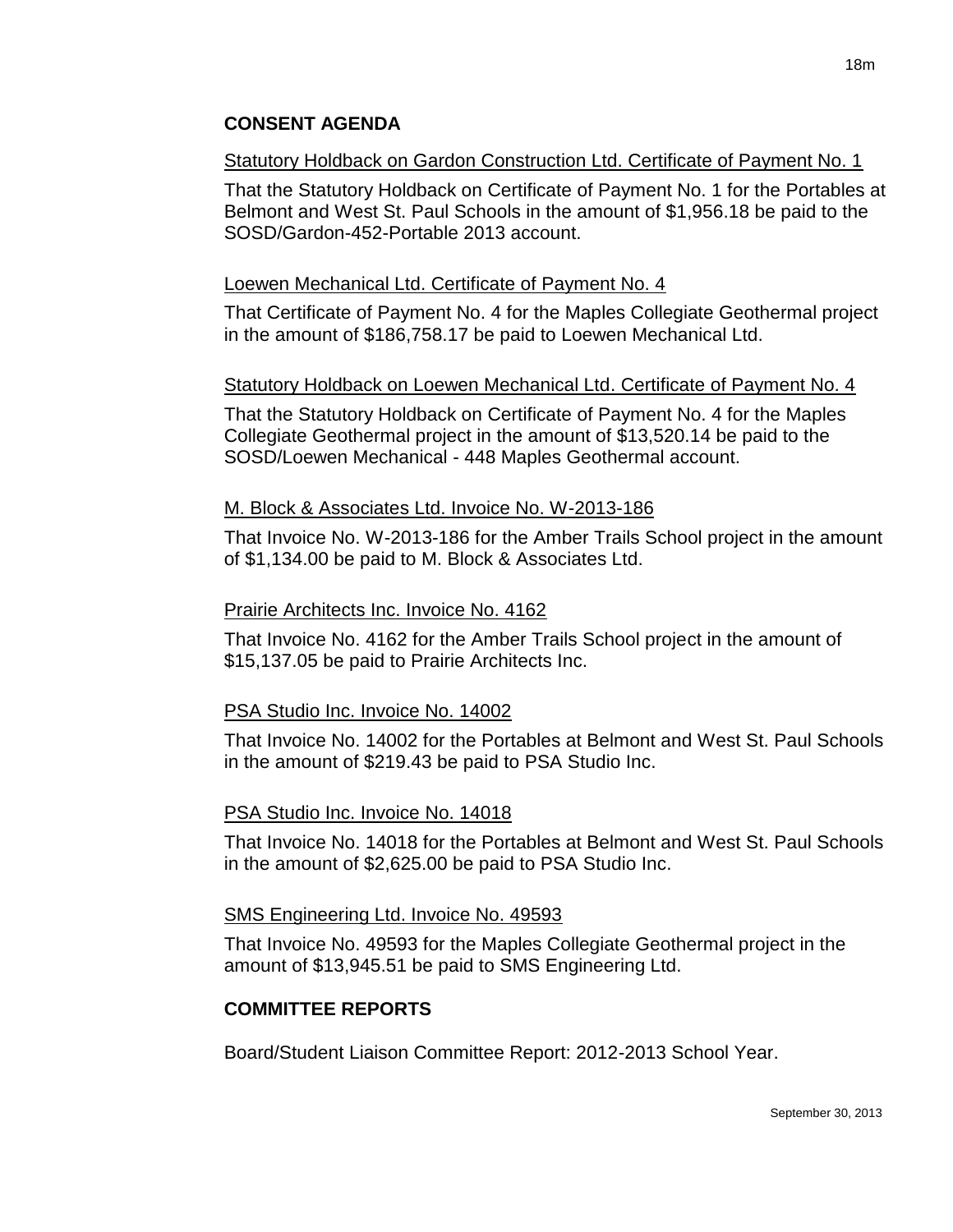## CONSENT AGENDA

Statutory Holdback on Gardon Construction Ltd. Certificate of Payment No. 1

That the Statutory Holdback on Certificate of Payment No. 1 for the Portables at Belmont and West St. Paul Schools in the amount of $1,956.18 be paid to the SOSD/Gardon-452-Portable 2013 account.

Loewen Mechanical Ltd. Certificate of Payment No. 4

That Certificate of Payment No. 4 for the Maples Collegiate Geothermal project in the amount of $186,758.17 be paid to Loewen Mechanical Ltd.

Statutory Holdback on Loewen Mechanical Ltd. Certificate of Payment No. 4

That the Statutory Holdback on Certificate of Payment No. 4 for the Maples Collegiate Geothermal project in the amount of $13,520.14 be paid to the SOSD/Loewen Mechanical - 448 Maples Geothermal account.

M. Block & Associates Ltd. Invoice No. W-2013-186

That Invoice No. W-2013-186 for the Amber Trails School project in the amount of $1,134.00 be paid to M. Block & Associates Ltd.

Prairie Architects Inc. Invoice No. 4162

That Invoice No. 4162 for the Amber Trails School project in the amount of $15,137.05 be paid to Prairie Architects Inc.

PSA Studio Inc. Invoice No. 14002

That Invoice No. 14002 for the Portables at Belmont and West St. Paul Schools in the amount of $219.43 be paid to PSA Studio Inc.

PSA Studio Inc. Invoice No. 14018

That Invoice No. 14018 for the Portables at Belmont and West St. Paul Schools in the amount of $2,625.00 be paid to PSA Studio Inc.

SMS Engineering Ltd. Invoice No. 49593

That Invoice No. 49593 for the Maples Collegiate Geothermal project in the amount of $13,945.51 be paid to SMS Engineering Ltd.

## COMMITTEE REPORTS

Board/Student Liaison Committee Report: 2012-2013 School Year.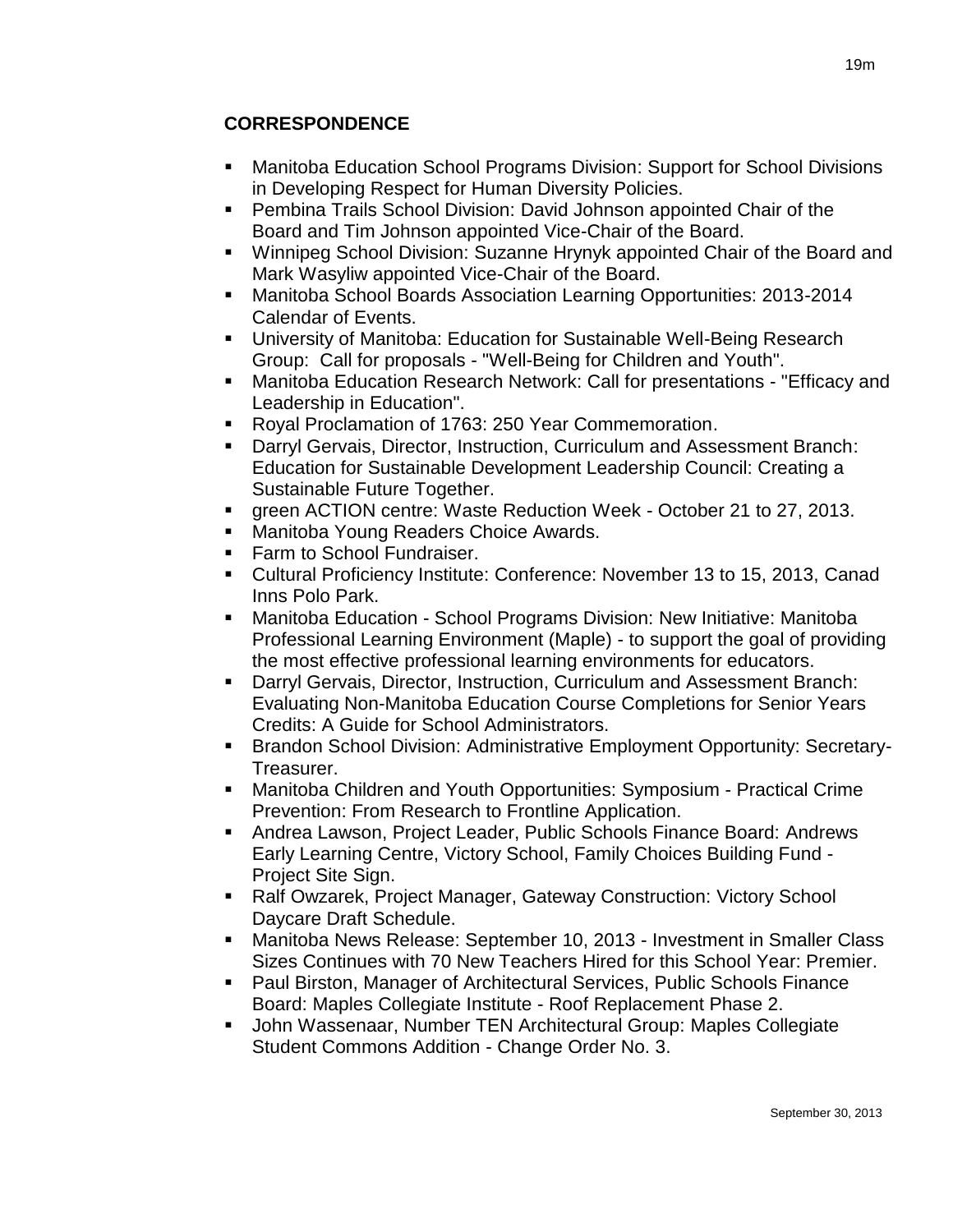## CORRESPONDENCE

- Manitoba Education School Programs Division: Support for School Divisions in Developing Respect for Human Diversity Policies.
- Pembina Trails School Division: David Johnson appointed Chair of the Board and Tim Johnson appointed Vice-Chair of the Board.
- Winnipeg School Division: Suzanne Hrynyk appointed Chair of the Board and Mark Wasyliw appointed Vice-Chair of the Board.
- Manitoba School Boards Association Learning Opportunities: 2013-2014 Calendar of Events.
- University of Manitoba: Education for Sustainable Well-Being Research Group: Call for proposals - "Well-Being for Children and Youth".
- Manitoba Education Research Network: Call for presentations - "Efficacy and Leadership in Education".
- Royal Proclamation of 1763: 250 Year Commemoration.
- Darryl Gervais, Director, Instruction, Curriculum and Assessment Branch: Education for Sustainable Development Leadership Council: Creating a Sustainable Future Together.
- green ACTION centre: Waste Reduction Week - October 21 to 27, 2013.
- Manitoba Young Readers Choice Awards.
- Farm to School Fundraiser.
- Cultural Proficiency Institute: Conference: November 13 to 15, 2013, Canad Inns Polo Park.
- Manitoba Education - School Programs Division: New Initiative: Manitoba Professional Learning Environment (Maple) - to support the goal of providing the most effective professional learning environments for educators.
- Darryl Gervais, Director, Instruction, Curriculum and Assessment Branch: Evaluating Non-Manitoba Education Course Completions for Senior Years Credits: A Guide for School Administrators.
- Brandon School Division: Administrative Employment Opportunity: Secretary-Treasurer.
- Manitoba Children and Youth Opportunities: Symposium - Practical Crime Prevention: From Research to Frontline Application.
- Andrea Lawson, Project Leader, Public Schools Finance Board: Andrews Early Learning Centre, Victory School, Family Choices Building Fund - Project Site Sign.
- Ralf Owzarek, Project Manager, Gateway Construction: Victory School Daycare Draft Schedule.
- Manitoba News Release: September 10, 2013 - Investment in Smaller Class Sizes Continues with 70 New Teachers Hired for this School Year: Premier.
- Paul Birston, Manager of Architectural Services, Public Schools Finance Board: Maples Collegiate Institute - Roof Replacement Phase 2.
- John Wassenaar, Number TEN Architectural Group: Maples Collegiate Student Commons Addition - Change Order No. 3.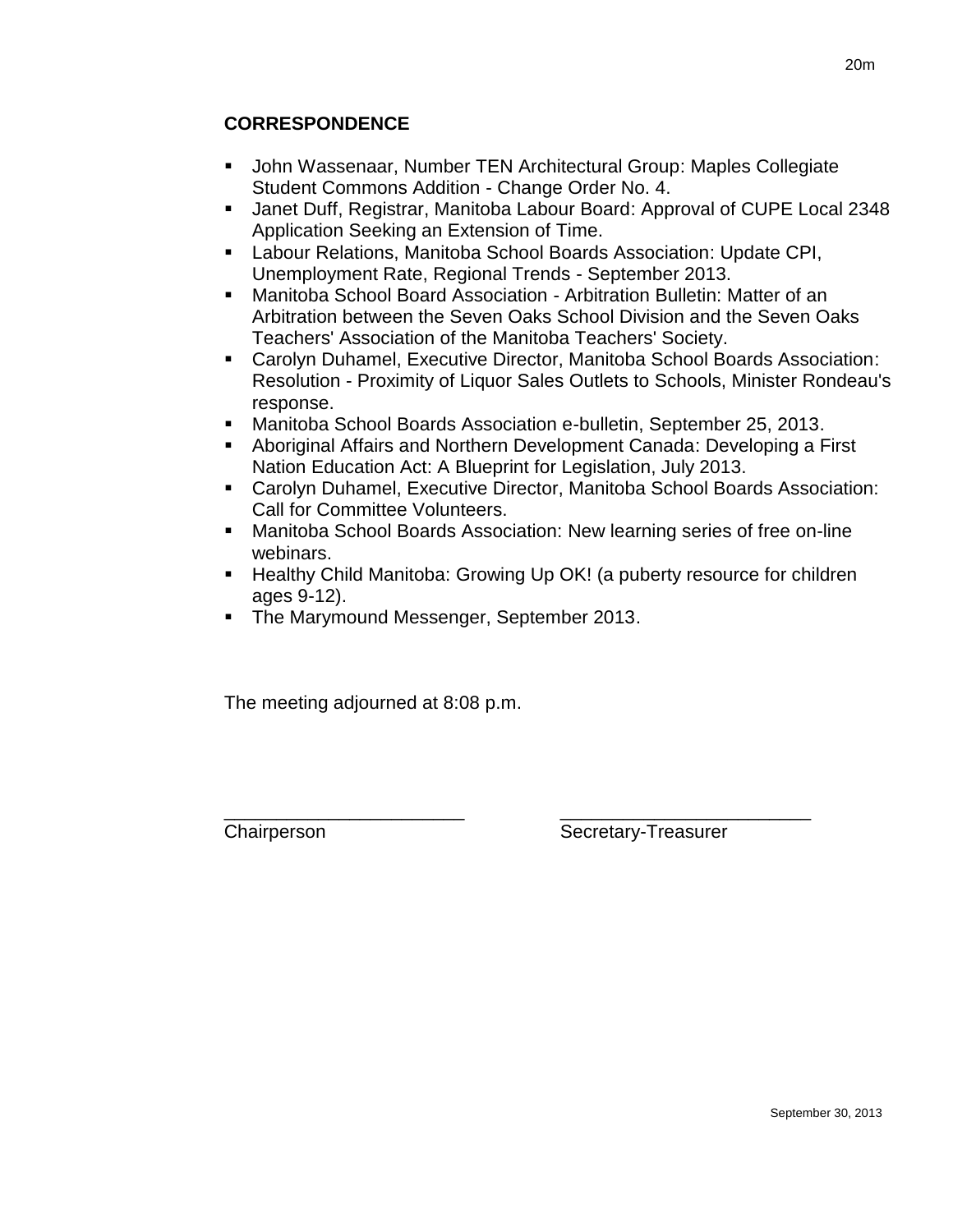**CORRESPONDENCE**

- John Wassenaar, Number TEN Architectural Group: Maples Collegiate Student Commons Addition - Change Order No. 4.
- Janet Duff, Registrar, Manitoba Labour Board: Approval of CUPE Local 2348 Application Seeking an Extension of Time.
- Labour Relations, Manitoba School Boards Association: Update CPI, Unemployment Rate, Regional Trends - September 2013.
- Manitoba School Board Association - Arbitration Bulletin: Matter of an Arbitration between the Seven Oaks School Division and the Seven Oaks Teachers' Association of the Manitoba Teachers' Society.
- Carolyn Duhamel, Executive Director, Manitoba School Boards Association: Resolution - Proximity of Liquor Sales Outlets to Schools, Minister Rondeau's response.
- Manitoba School Boards Association e-bulletin, September 25, 2013.
- Aboriginal Affairs and Northern Development Canada: Developing a First Nation Education Act: A Blueprint for Legislation, July 2013.
- Carolyn Duhamel, Executive Director, Manitoba School Boards Association: Call for Committee Volunteers.
- Manitoba School Boards Association: New learning series of free on-line webinars.
- Healthy Child Manitoba: Growing Up OK! (a puberty resource for children ages 9-12).
- The Marymound Messenger, September 2013.

The meeting adjourned at 8:08 p.m.

_______________________ _______________________

Chairperson Secretary-Treasurer